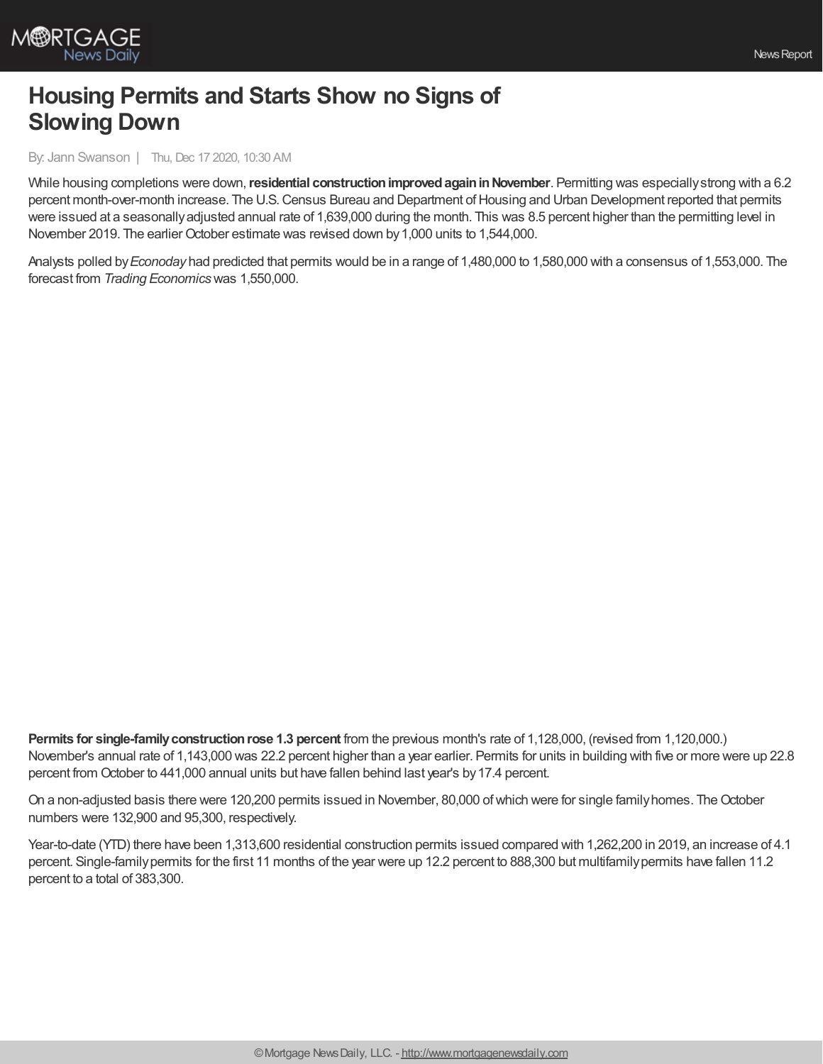# Housing Permits and Starts Show no Signs of Slowing Down

By: Jann Swanson | Thu, Dec 17 2020, 10:30 AM

While housing completions were down, **residential construction improved again in November**. Permitting was especially strong with a 6.2 percent month-over-month increase. The U.S. Census Bureau and Department of Housing and Urban Development reported that permits were issued at a seasonally adjusted annual rate of 1,639,000 during the month. This was 8.5 percent higher than the permitting level in November 2019. The earlier October estimate was revised down by 1,000 units to 1,544,000.

Analysts polled by *Econoday* had predicted that permits would be in a range of 1,480,000 to 1,580,000 with a consensus of 1,553,000. The forecast from *Trading Economics* was 1,550,000.

**Permits for single-family construction rose 1.3 percent** from the previous month's rate of 1,128,000, (revised from 1,120,000.) November's annual rate of 1,143,000 was 22.2 percent higher than a year earlier. Permits for units in building with five or more were up 22.8 percent from October to 441,000 annual units but have fallen behind last year's by 17.4 percent.

On a non-adjusted basis there were 120,200 permits issued in November, 80,000 of which were for single family homes. The October numbers were 132,900 and 95,300, respectively.

Year-to-date (YTD) there have been 1,313,600 residential construction permits issued compared with 1,262,200 in 2019, an increase of 4.1 percent. Single-family permits for the first 11 months of the year were up 12.2 percent to 888,300 but multifamily permits have fallen 11.2 percent to a total of 383,300.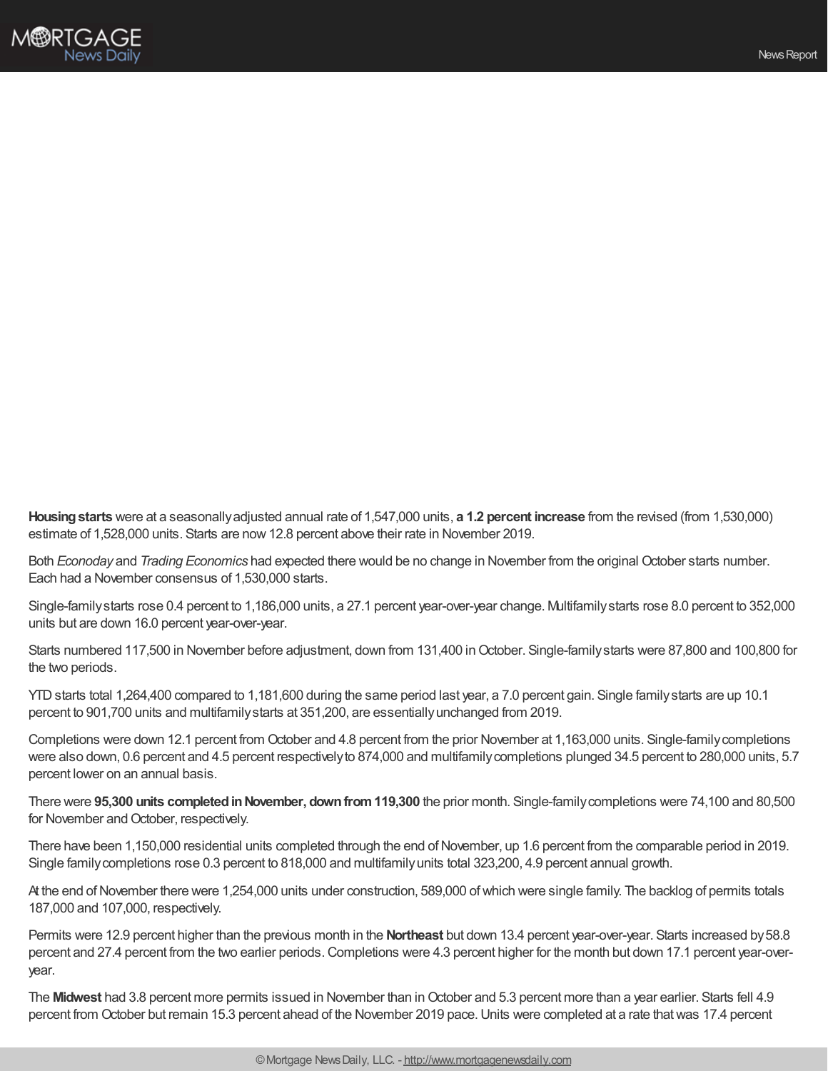**Housing starts** were at a seasonally adjusted annual rate of 1,547,000 units, **a 1.2 percent increase** from the revised (from 1,530,000) estimate of 1,528,000 units. Starts are now 12.8 percent above their rate in November 2019.

Both *Econoday* and *Trading Economics* had expected there would be no change in November from the original October starts number. Each had a November consensus of 1,530,000 starts.

Single-family starts rose 0.4 percent to 1,186,000 units, a 27.1 percent year-over-year change. Multifamily starts rose 8.0 percent to 352,000 units but are down 16.0 percent year-over-year.

Starts numbered 117,500 in November before adjustment, down from 131,400 in October. Single-family starts were 87,800 and 100,800 for the two periods.

YTD starts total 1,264,400 compared to 1,181,600 during the same period last year, a 7.0 percent gain. Single family starts are up 10.1 percent to 901,700 units and multifamily starts at 351,200, are essentially unchanged from 2019.

Completions were down 12.1 percent from October and 4.8 percent from the prior November at 1,163,000 units. Single-family completions were also down, 0.6 percent and 4.5 percent respectively to 874,000 and multifamily completions plunged 34.5 percent to 280,000 units, 5.7 percent lower on an annual basis.

There were **95,300 units completed in November, down from 119,300** the prior month. Single-family completions were 74,100 and 80,500 for November and October, respectively.

There have been 1,150,000 residential units completed through the end of November, up 1.6 percent from the comparable period in 2019. Single family completions rose 0.3 percent to 818,000 and multifamily units total 323,200, 4.9 percent annual growth.

At the end of November there were 1,254,000 units under construction, 589,000 of which were single family. The backlog of permits totals 187,000 and 107,000, respectively.

Permits were 12.9 percent higher than the previous month in the **Northeast** but down 13.4 percent year-over-year. Starts increased by 58.8 percent and 27.4 percent from the two earlier periods. Completions were 4.3 percent higher for the month but down 17.1 percent year-over-year.

The **Midwest** had 3.8 percent more permits issued in November than in October and 5.3 percent more than a year earlier. Starts fell 4.9 percent from October but remain 15.3 percent ahead of the November 2019 pace. Units were completed at a rate that was 17.4 percent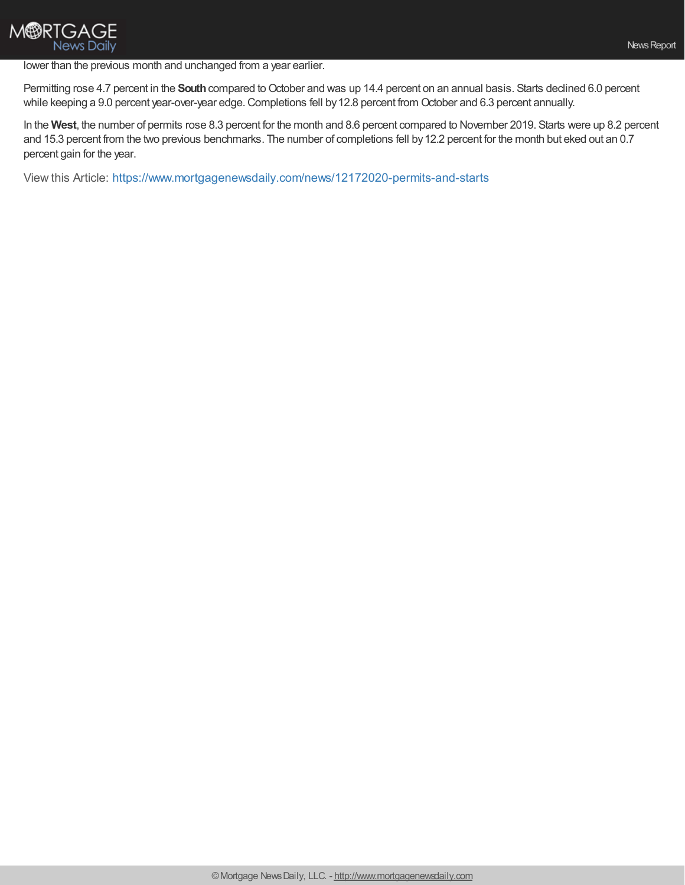lower than the previous month and unchanged from a year earlier.

Permitting rose 4.7 percent in the **South** compared to October and was up 14.4 percent on an annual basis. Starts declined 6.0 percent while keeping a 9.0 percent year-over-year edge. Completions fell by 12.8 percent from October and 6.3 percent annually.

In the **West**, the number of permits rose 8.3 percent for the month and 8.6 percent compared to November 2019. Starts were up 8.2 percent and 15.3 percent from the two previous benchmarks. The number of completions fell by 12.2 percent for the month but eked out an 0.7 percent gain for the year.

View this Article: https://www.mortgagenewsdaily.com/news/12172020-permits-and-starts